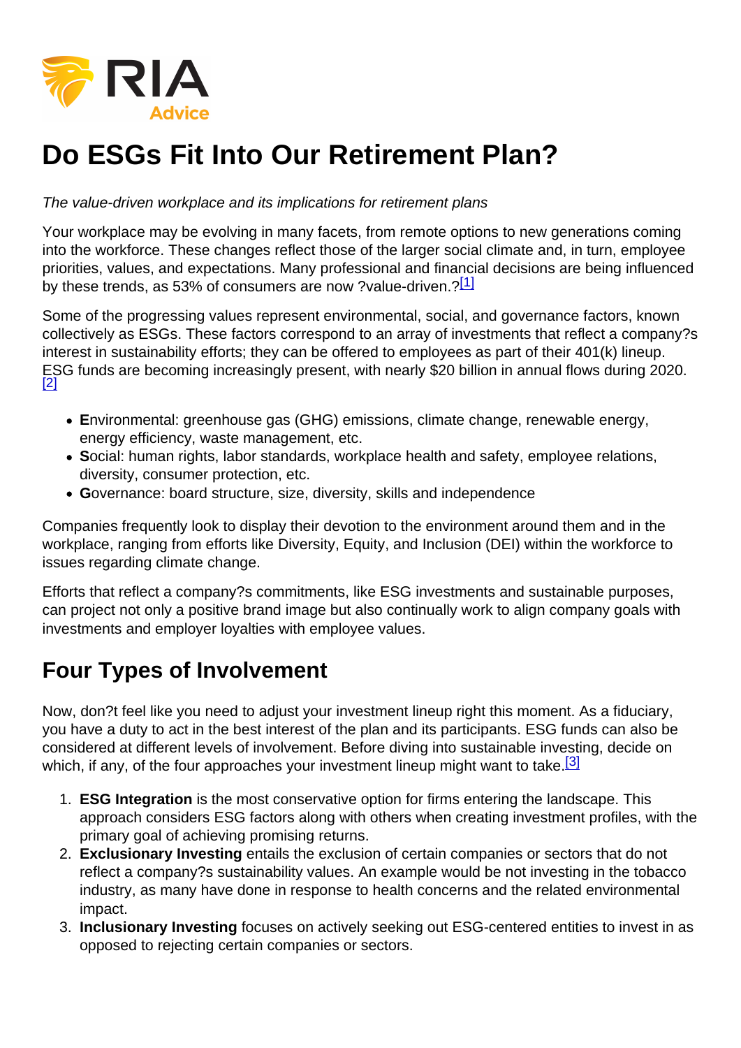# Do ESGs Fit Into Our Retirement Plan?

*The value-driven workplace and its implications for retirement plans*

Your workplace may be evolving in many facets, from remote options to new generations coming into the workforce. These changes reflect those of the larger social climate and, in turn, employee priorities, values, and expectations. Many professional and financial decisions are being influenced by these trends, as 53% of consumers are now ?value-driven.?[1]

Some of the progressing values represent environmental, social, and governance factors, known collectively as ESGs. These factors correspond to an array of investments that reflect a company?s interest in sustainability efforts; they can be offered to employees as part of their 401(k) lineup. ESG funds are becoming increasingly present, with nearly $20 billion in annual flows during 2020.[2]

- **E**nvironmental: greenhouse gas (GHG) emissions, climate change, renewable energy, energy efficiency, waste management, etc.
- **S**ocial: human rights, labor standards, workplace health and safety, employee relations, diversity, consumer protection, etc.
- **G**overnance: board structure, size, diversity, skills and independence

Companies frequently look to display their devotion to the environment around them and in the workplace, ranging from efforts like Diversity, Equity, and Inclusion (DEI) within the workforce to issues regarding climate change.

Efforts that reflect a company?s commitments, like ESG investments and sustainable purposes, can project not only a positive brand image but also continually work to align company goals with investments and employer loyalties with employee values.

## Four Types of Involvement

Now, don?t feel like you need to adjust your investment lineup right this moment. As a fiduciary, you have a duty to act in the best interest of the plan and its participants. ESG funds can also be considered at different levels of involvement. Before diving into sustainable investing, decide on which, if any, of the four approaches your investment lineup might want to take.[3]

1. **ESG Integration** is the most conservative option for firms entering the landscape. This approach considers ESG factors along with others when creating investment profiles, with the primary goal of achieving promising returns.
2. **Exclusionary Investing** entails the exclusion of certain companies or sectors that do not reflect a company?s sustainability values. An example would be not investing in the tobacco industry, as many have done in response to health concerns and the related environmental impact.
3. **Inclusionary Investing** focuses on actively seeking out ESG-centered entities to invest in as opposed to rejecting certain companies or sectors.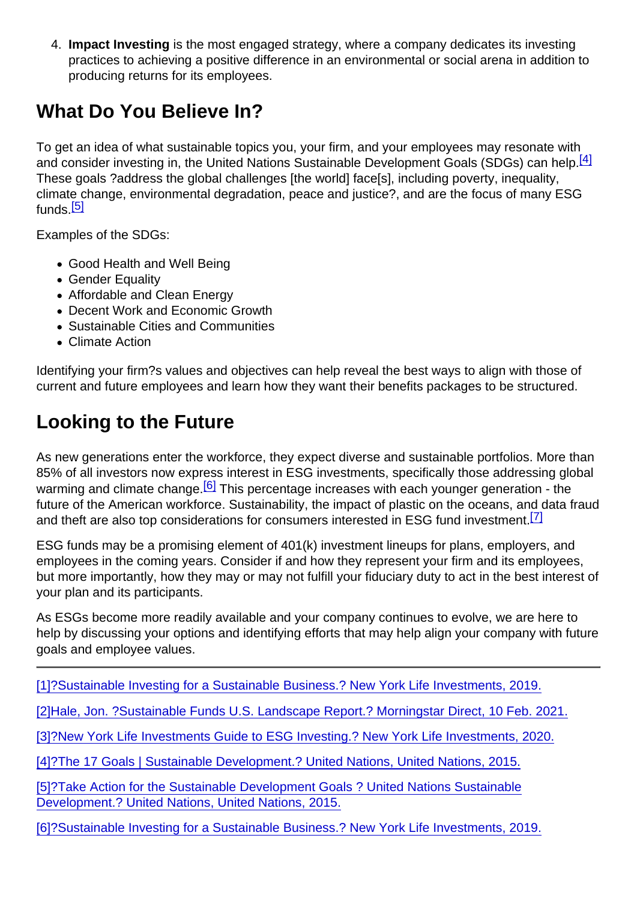4. **Impact Investing** is the most engaged strategy, where a company dedicates its investing practices to achieving a positive difference in an environmental or social arena in addition to producing returns for its employees.

## What Do You Believe In?

To get an idea of what sustainable topics you, your firm, and your employees may resonate with and consider investing in, the United Nations Sustainable Development Goals (SDGs) can help.[4] These goals ?address the global challenges [the world] face[s], including poverty, inequality, climate change, environmental degradation, peace and justice?, and are the focus of many ESG funds.[5]

Examples of the SDGs:

- Good Health and Well Being
- Gender Equality
- Affordable and Clean Energy
- Decent Work and Economic Growth
- Sustainable Cities and Communities
- Climate Action

Identifying your firm?s values and objectives can help reveal the best ways to align with those of current and future employees and learn how they want their benefits packages to be structured.

## Looking to the Future

As new generations enter the workforce, they expect diverse and sustainable portfolios. More than 85% of all investors now express interest in ESG investments, specifically those addressing global warming and climate change.[6] This percentage increases with each younger generation - the future of the American workforce. Sustainability, the impact of plastic on the oceans, and data fraud and theft are also top considerations for consumers interested in ESG fund investment.[7]

ESG funds may be a promising element of 401(k) investment lineups for plans, employers, and employees in the coming years. Consider if and how they represent your firm and its employees, but more importantly, how they may or may not fulfill your fiduciary duty to act in the best interest of your plan and its participants.

As ESGs become more readily available and your company continues to evolve, we are here to help by discussing your options and identifying efforts that may help align your company with future goals and employee values.

---

[1]?Sustainable Investing for a Sustainable Business.? New York Life Investments, 2019.

[2]Hale, Jon. ?Sustainable Funds U.S. Landscape Report.? Morningstar Direct, 10 Feb. 2021.

[3]?New York Life Investments Guide to ESG Investing.? New York Life Investments, 2020.

[4]?The 17 Goals | Sustainable Development.? United Nations, United Nations, 2015.

[5]?Take Action for the Sustainable Development Goals ? United Nations Sustainable Development.? United Nations, United Nations, 2015.

[6]?Sustainable Investing for a Sustainable Business.? New York Life Investments, 2019.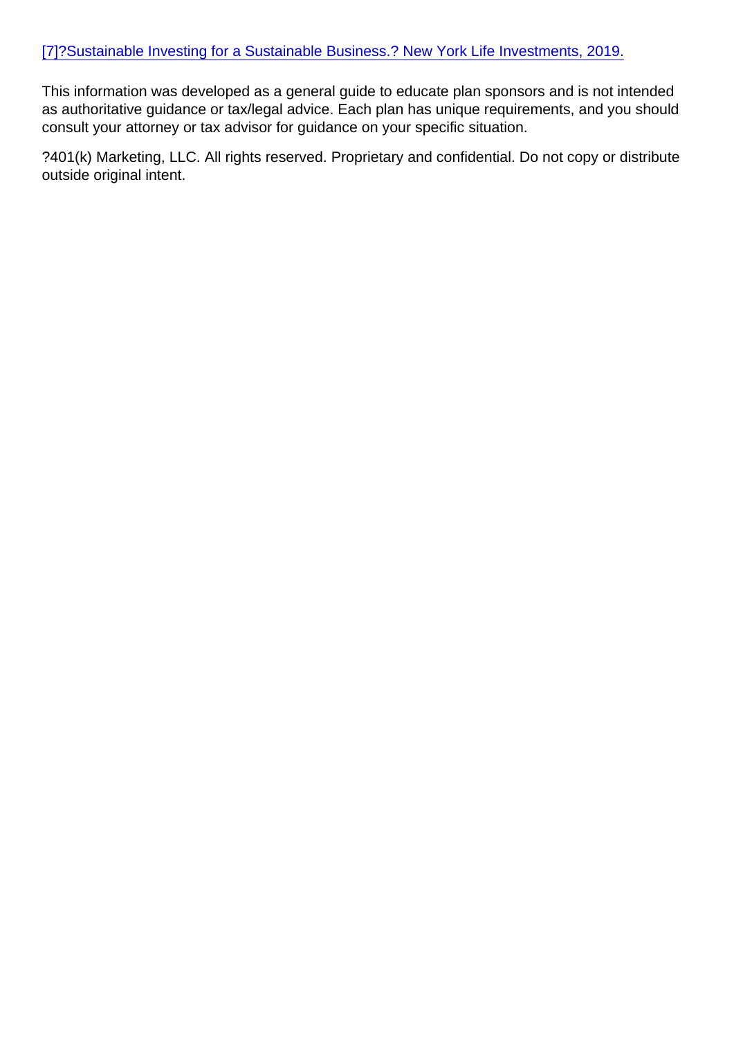[7]?Sustainable Investing for a Sustainable Business.? New York Life Investments, 2019.

This information was developed as a general guide to educate plan sponsors and is not intended as authoritative guidance or tax/legal advice. Each plan has unique requirements, and you should consult your attorney or tax advisor for guidance on your specific situation.

?401(k) Marketing, LLC. All rights reserved. Proprietary and confidential. Do not copy or distribute outside original intent.